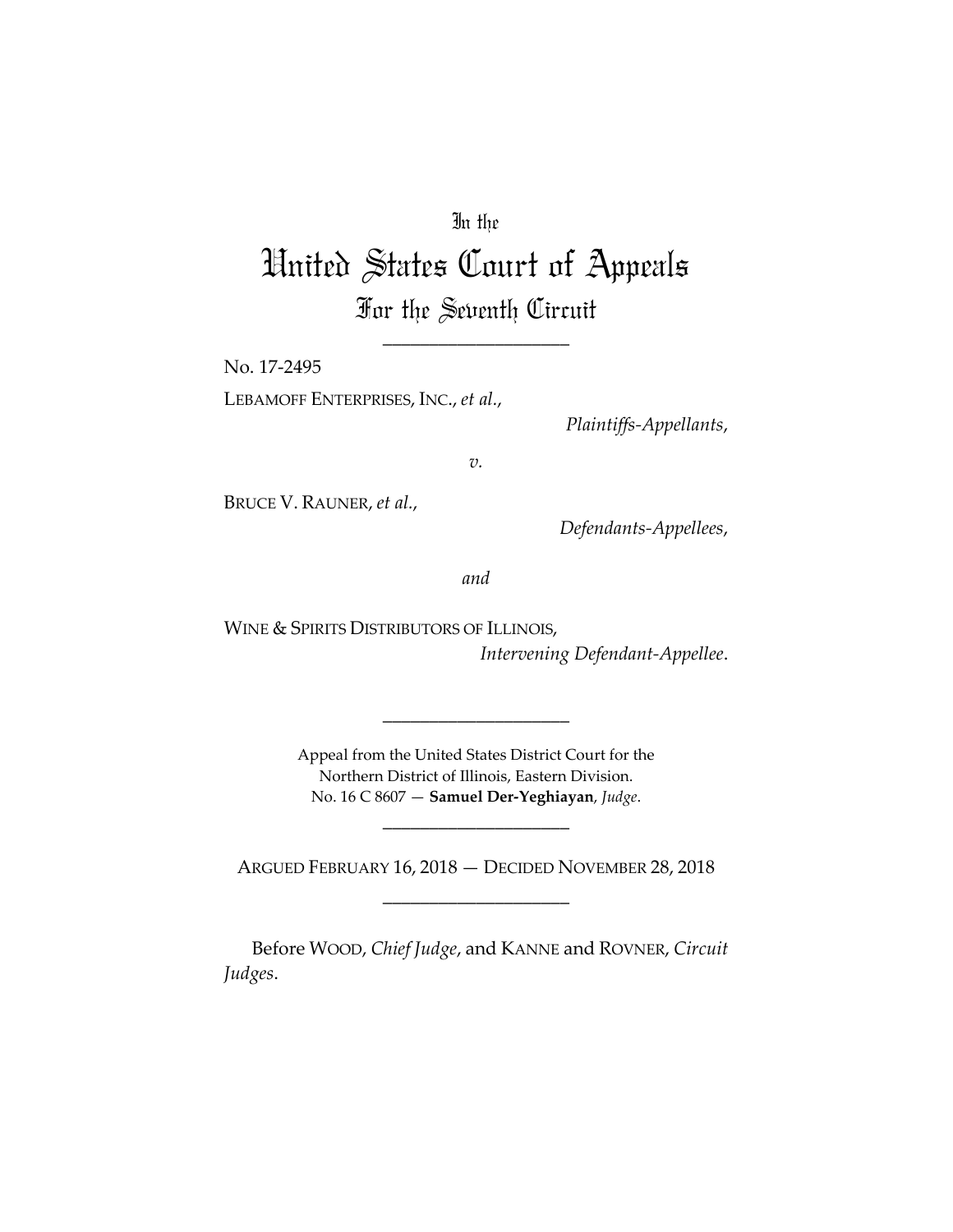In the

# United States Court of Appeals

## For the Seventh Circuit

\_\_\_\_\_\_\_\_\_\_\_\_\_\_\_\_\_\_\_\_

No. 17-2495

LEBAMOFF ENTERPRISES, INC., *et al.*,

*Plaintiffs-Appellants*,

*v.*

BRUCE V. RAUNER, *et al.*,

*Defendants-Appellees*,

*and*

WINE & SPIRITS DISTRIBUTORS OF ILLINOIS,

*Intervening Defendant-Appellee*.

\_\_\_\_\_\_\_\_\_\_\_\_\_\_\_\_\_\_\_\_

Appeal from the United States District Court for the Northern District of Illinois, Eastern Division.
No. 16 C 8607 — **Samuel Der-Yeghiayan**, *Judge*.

\_\_\_\_\_\_\_\_\_\_\_\_\_\_\_\_\_\_\_\_

ARGUED FEBRUARY 16, 2018 — DECIDED NOVEMBER 28, 2018

\_\_\_\_\_\_\_\_\_\_\_\_\_\_\_\_\_\_\_\_

Before WOOD, *Chief Judge*, and KANNE and ROVNER, *Circuit Judges*.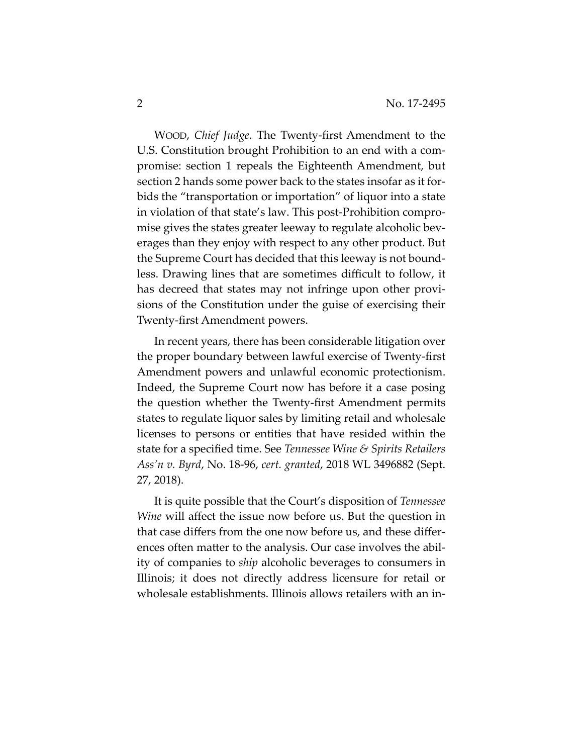WOOD, *Chief Judge*. The Twenty-first Amendment to the U.S. Constitution brought Prohibition to an end with a compromise: section 1 repeals the Eighteenth Amendment, but section 2 hands some power back to the states insofar as it forbids the "transportation or importation" of liquor into a state in violation of that state's law. This post-Prohibition compromise gives the states greater leeway to regulate alcoholic beverages than they enjoy with respect to any other product. But the Supreme Court has decided that this leeway is not boundless. Drawing lines that are sometimes difficult to follow, it has decreed that states may not infringe upon other provisions of the Constitution under the guise of exercising their Twenty-first Amendment powers.

In recent years, there has been considerable litigation over the proper boundary between lawful exercise of Twenty-first Amendment powers and unlawful economic protectionism. Indeed, the Supreme Court now has before it a case posing the question whether the Twenty-first Amendment permits states to regulate liquor sales by limiting retail and wholesale licenses to persons or entities that have resided within the state for a specified time. See *Tennessee Wine & Spirits Retailers Ass'n v. Byrd*, No. 18-96, *cert. granted*, 2018 WL 3496882 (Sept. 27, 2018).

It is quite possible that the Court's disposition of *Tennessee Wine* will affect the issue now before us. But the question in that case differs from the one now before us, and these differences often matter to the analysis. Our case involves the ability of companies to *ship* alcoholic beverages to consumers in Illinois; it does not directly address licensure for retail or wholesale establishments. Illinois allows retailers with an in-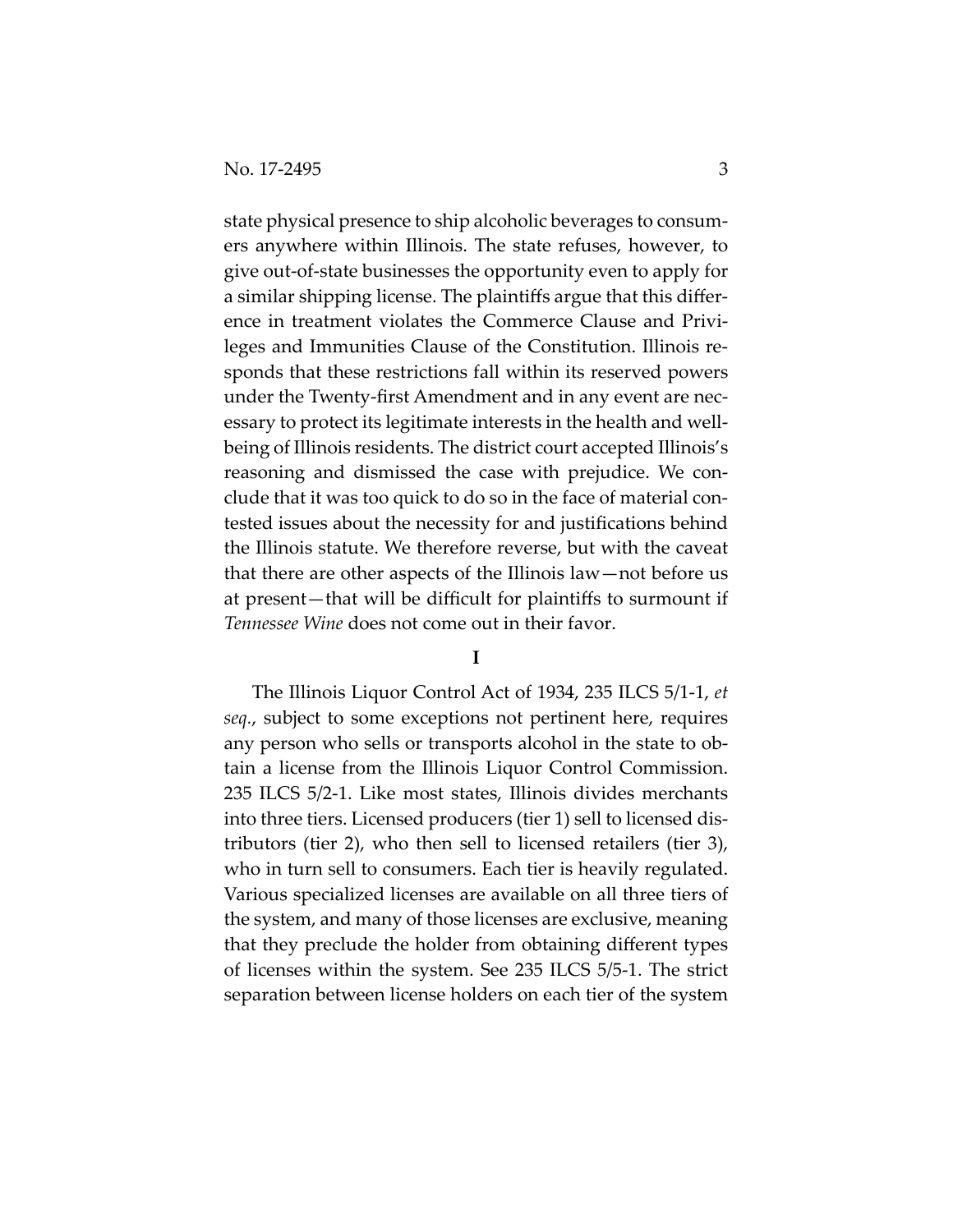state physical presence to ship alcoholic beverages to consumers anywhere within Illinois. The state refuses, however, to give out-of-state businesses the opportunity even to apply for a similar shipping license. The plaintiffs argue that this difference in treatment violates the Commerce Clause and Privileges and Immunities Clause of the Constitution. Illinois responds that these restrictions fall within its reserved powers under the Twenty-first Amendment and in any event are necessary to protect its legitimate interests in the health and well-being of Illinois residents. The district court accepted Illinois's reasoning and dismissed the case with prejudice. We conclude that it was too quick to do so in the face of material contested issues about the necessity for and justifications behind the Illinois statute. We therefore reverse, but with the caveat that there are other aspects of the Illinois law—not before us at present—that will be difficult for plaintiffs to surmount if *Tennessee Wine* does not come out in their favor.

## I

The Illinois Liquor Control Act of 1934, 235 ILCS 5/1-1, *et seq.*, subject to some exceptions not pertinent here, requires any person who sells or transports alcohol in the state to obtain a license from the Illinois Liquor Control Commission. 235 ILCS 5/2-1. Like most states, Illinois divides merchants into three tiers. Licensed producers (tier 1) sell to licensed distributors (tier 2), who then sell to licensed retailers (tier 3), who in turn sell to consumers. Each tier is heavily regulated. Various specialized licenses are available on all three tiers of the system, and many of those licenses are exclusive, meaning that they preclude the holder from obtaining different types of licenses within the system. See 235 ILCS 5/5-1. The strict separation between license holders on each tier of the system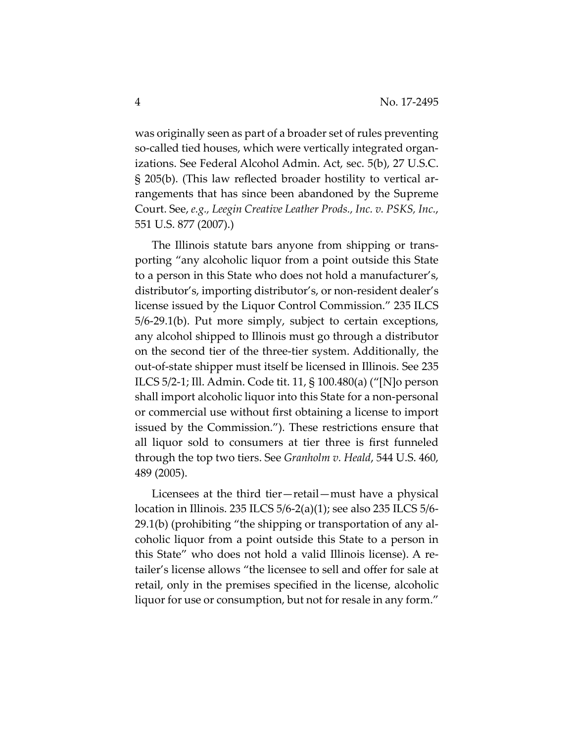was originally seen as part of a broader set of rules preventing so-called tied houses, which were vertically integrated organizations. See Federal Alcohol Admin. Act, sec. 5(b), 27 U.S.C. § 205(b). (This law reflected broader hostility to vertical arrangements that has since been abandoned by the Supreme Court. See, *e.g.*, *Leegin Creative Leather Prods., Inc. v. PSKS, Inc.*, 551 U.S. 877 (2007).)

The Illinois statute bars anyone from shipping or transporting "any alcoholic liquor from a point outside this State to a person in this State who does not hold a manufacturer's, distributor's, importing distributor's, or non-resident dealer's license issued by the Liquor Control Commission." 235 ILCS 5/6-29.1(b). Put more simply, subject to certain exceptions, any alcohol shipped to Illinois must go through a distributor on the second tier of the three-tier system. Additionally, the out-of-state shipper must itself be licensed in Illinois. See 235 ILCS 5/2-1; Ill. Admin. Code tit. 11, § 100.480(a) ("[N]o person shall import alcoholic liquor into this State for a non-personal or commercial use without first obtaining a license to import issued by the Commission."). These restrictions ensure that all liquor sold to consumers at tier three is first funneled through the top two tiers. See *Granholm v. Heald*, 544 U.S. 460, 489 (2005).

Licensees at the third tier—retail—must have a physical location in Illinois. 235 ILCS 5/6-2(a)(1); see also 235 ILCS 5/6-29.1(b) (prohibiting "the shipping or transportation of any alcoholic liquor from a point outside this State to a person in this State" who does not hold a valid Illinois license). A retailer's license allows "the licensee to sell and offer for sale at retail, only in the premises specified in the license, alcoholic liquor for use or consumption, but not for resale in any form."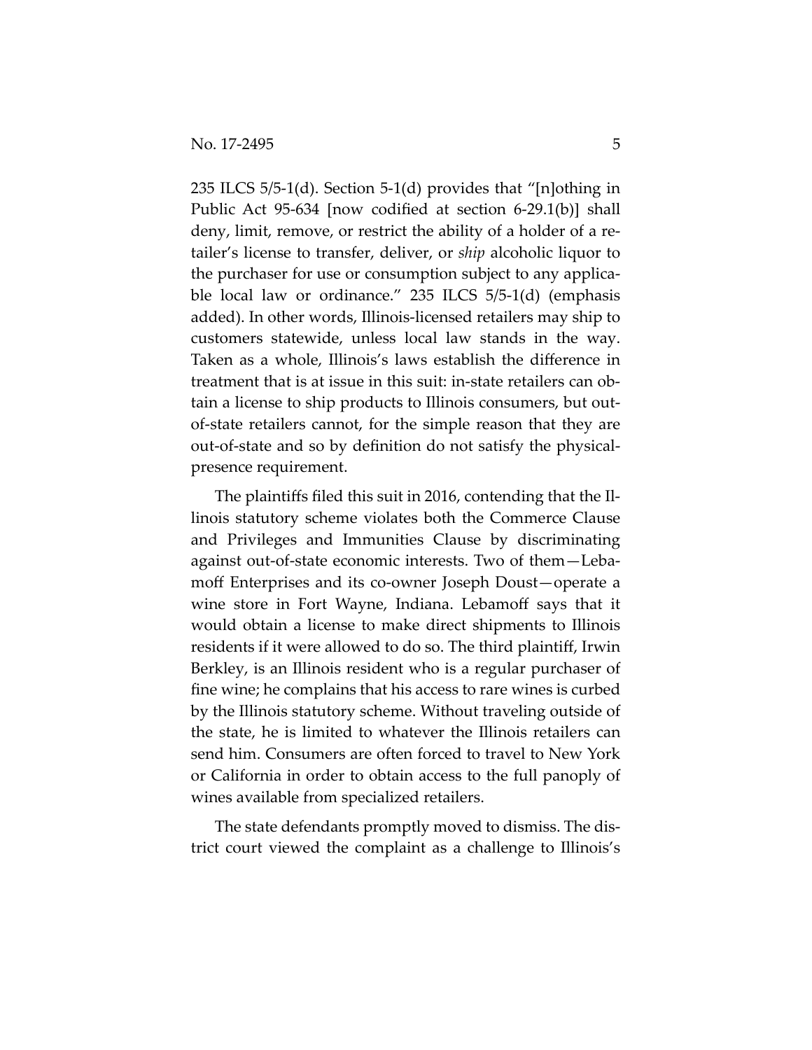235 ILCS 5/5-1(d). Section 5-1(d) provides that "[n]othing in Public Act 95-634 [now codified at section 6-29.1(b)] shall deny, limit, remove, or restrict the ability of a holder of a retailer's license to transfer, deliver, or *ship* alcoholic liquor to the purchaser for use or consumption subject to any applicable local law or ordinance." 235 ILCS 5/5-1(d) (emphasis added). In other words, Illinois-licensed retailers may ship to customers statewide, unless local law stands in the way. Taken as a whole, Illinois's laws establish the difference in treatment that is at issue in this suit: in-state retailers can obtain a license to ship products to Illinois consumers, but out-of-state retailers cannot, for the simple reason that they are out-of-state and so by definition do not satisfy the physical-presence requirement.

The plaintiffs filed this suit in 2016, contending that the Illinois statutory scheme violates both the Commerce Clause and Privileges and Immunities Clause by discriminating against out-of-state economic interests. Two of them—Lebamoff Enterprises and its co-owner Joseph Doust—operate a wine store in Fort Wayne, Indiana. Lebamoff says that it would obtain a license to make direct shipments to Illinois residents if it were allowed to do so. The third plaintiff, Irwin Berkley, is an Illinois resident who is a regular purchaser of fine wine; he complains that his access to rare wines is curbed by the Illinois statutory scheme. Without traveling outside of the state, he is limited to whatever the Illinois retailers can send him. Consumers are often forced to travel to New York or California in order to obtain access to the full panoply of wines available from specialized retailers.

The state defendants promptly moved to dismiss. The district court viewed the complaint as a challenge to Illinois's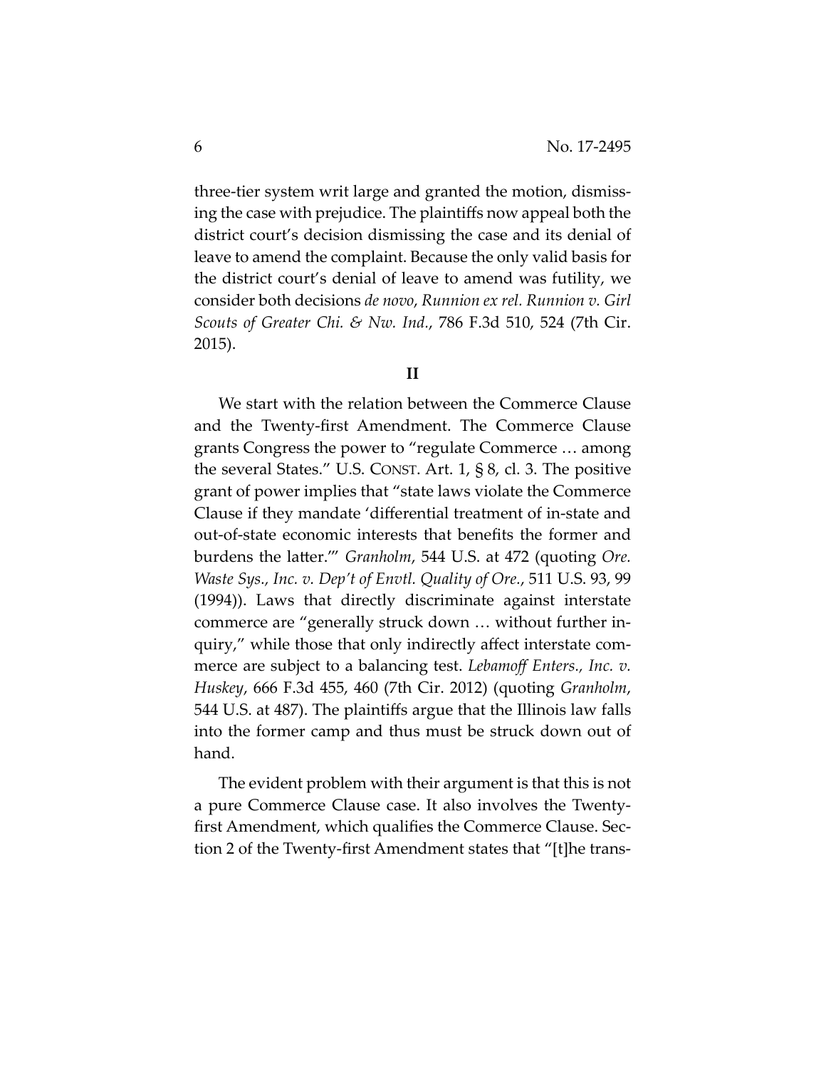three-tier system writ large and granted the motion, dismissing the case with prejudice. The plaintiffs now appeal both the district court's decision dismissing the case and its denial of leave to amend the complaint. Because the only valid basis for the district court's denial of leave to amend was futility, we consider both decisions *de novo*, *Runnion ex rel. Runnion v. Girl Scouts of Greater Chi. & Nw. Ind.*, 786 F.3d 510, 524 (7th Cir. 2015).

## II

We start with the relation between the Commerce Clause and the Twenty-first Amendment. The Commerce Clause grants Congress the power to "regulate Commerce … among the several States." U.S. CONST. Art. 1, § 8, cl. 3. The positive grant of power implies that "state laws violate the Commerce Clause if they mandate 'differential treatment of in-state and out-of-state economic interests that benefits the former and burdens the latter.'" *Granholm*, 544 U.S. at 472 (quoting *Ore. Waste Sys., Inc. v. Dep't of Envtl. Quality of Ore.*, 511 U.S. 93, 99 (1994)). Laws that directly discriminate against interstate commerce are "generally struck down … without further inquiry," while those that only indirectly affect interstate commerce are subject to a balancing test. *Lebamoff Enters., Inc. v. Huskey*, 666 F.3d 455, 460 (7th Cir. 2012) (quoting *Granholm*, 544 U.S. at 487). The plaintiffs argue that the Illinois law falls into the former camp and thus must be struck down out of hand.

The evident problem with their argument is that this is not a pure Commerce Clause case. It also involves the Twenty-first Amendment, which qualifies the Commerce Clause. Section 2 of the Twenty-first Amendment states that "[t]he trans-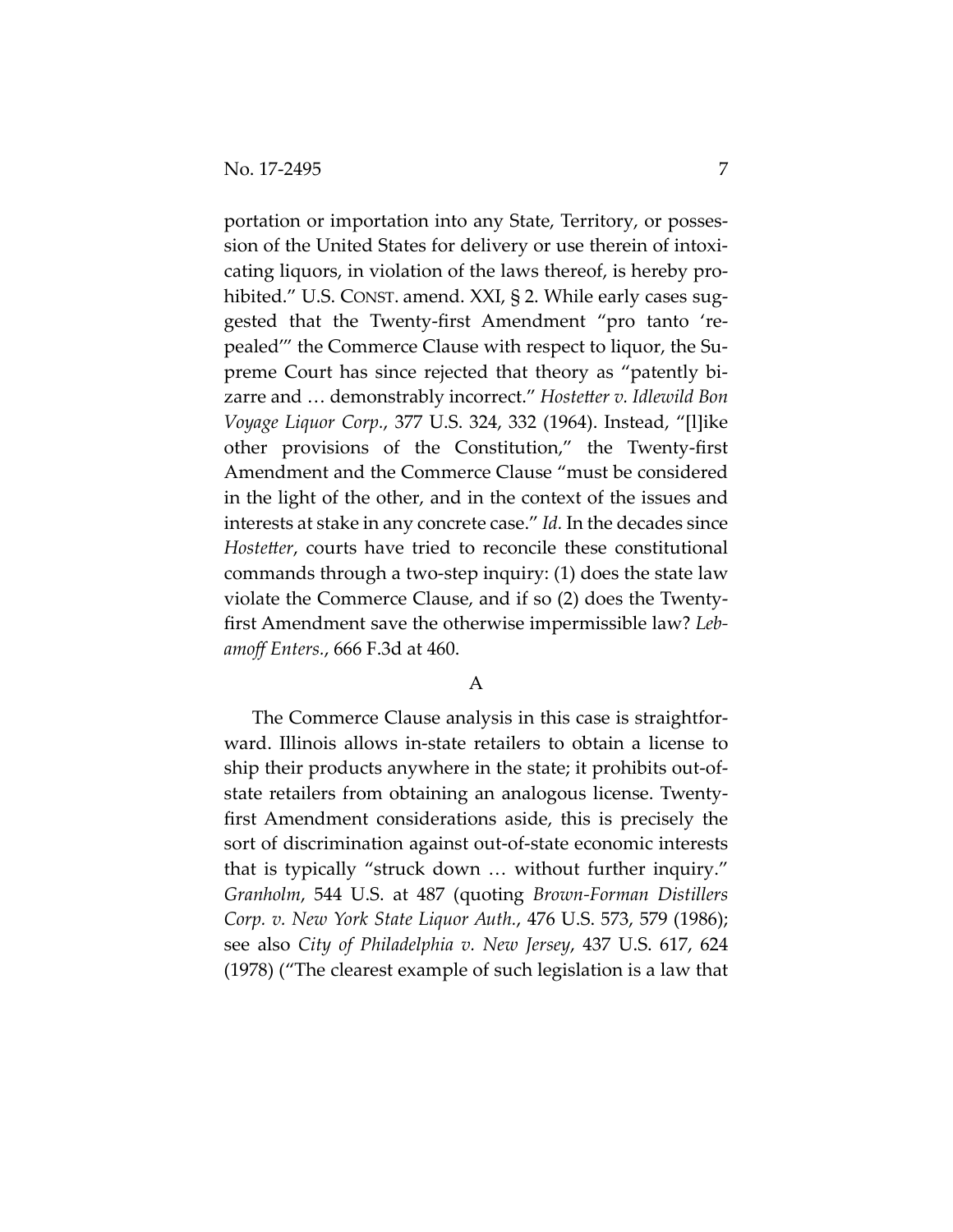portation or importation into any State, Territory, or possession of the United States for delivery or use therein of intoxicating liquors, in violation of the laws thereof, is hereby prohibited." U.S. CONST. amend. XXI, § 2. While early cases suggested that the Twenty-first Amendment "pro tanto 'repealed'" the Commerce Clause with respect to liquor, the Supreme Court has since rejected that theory as "patently bizarre and … demonstrably incorrect." *Hostetter v. Idlewild Bon Voyage Liquor Corp.*, 377 U.S. 324, 332 (1964). Instead, "[l]ike other provisions of the Constitution," the Twenty-first Amendment and the Commerce Clause "must be considered in the light of the other, and in the context of the issues and interests at stake in any concrete case." *Id.* In the decades since *Hostetter*, courts have tried to reconcile these constitutional commands through a two-step inquiry: (1) does the state law violate the Commerce Clause, and if so (2) does the Twenty-first Amendment save the otherwise impermissible law? *Lebamoff Enters.*, 666 F.3d at 460.

## A

The Commerce Clause analysis in this case is straightforward. Illinois allows in-state retailers to obtain a license to ship their products anywhere in the state; it prohibits out-of-state retailers from obtaining an analogous license. Twenty-first Amendment considerations aside, this is precisely the sort of discrimination against out-of-state economic interests that is typically "struck down … without further inquiry." *Granholm*, 544 U.S. at 487 (quoting *Brown-Forman Distillers Corp. v. New York State Liquor Auth.*, 476 U.S. 573, 579 (1986); see also *City of Philadelphia v. New Jersey*, 437 U.S. 617, 624 (1978) ("The clearest example of such legislation is a law that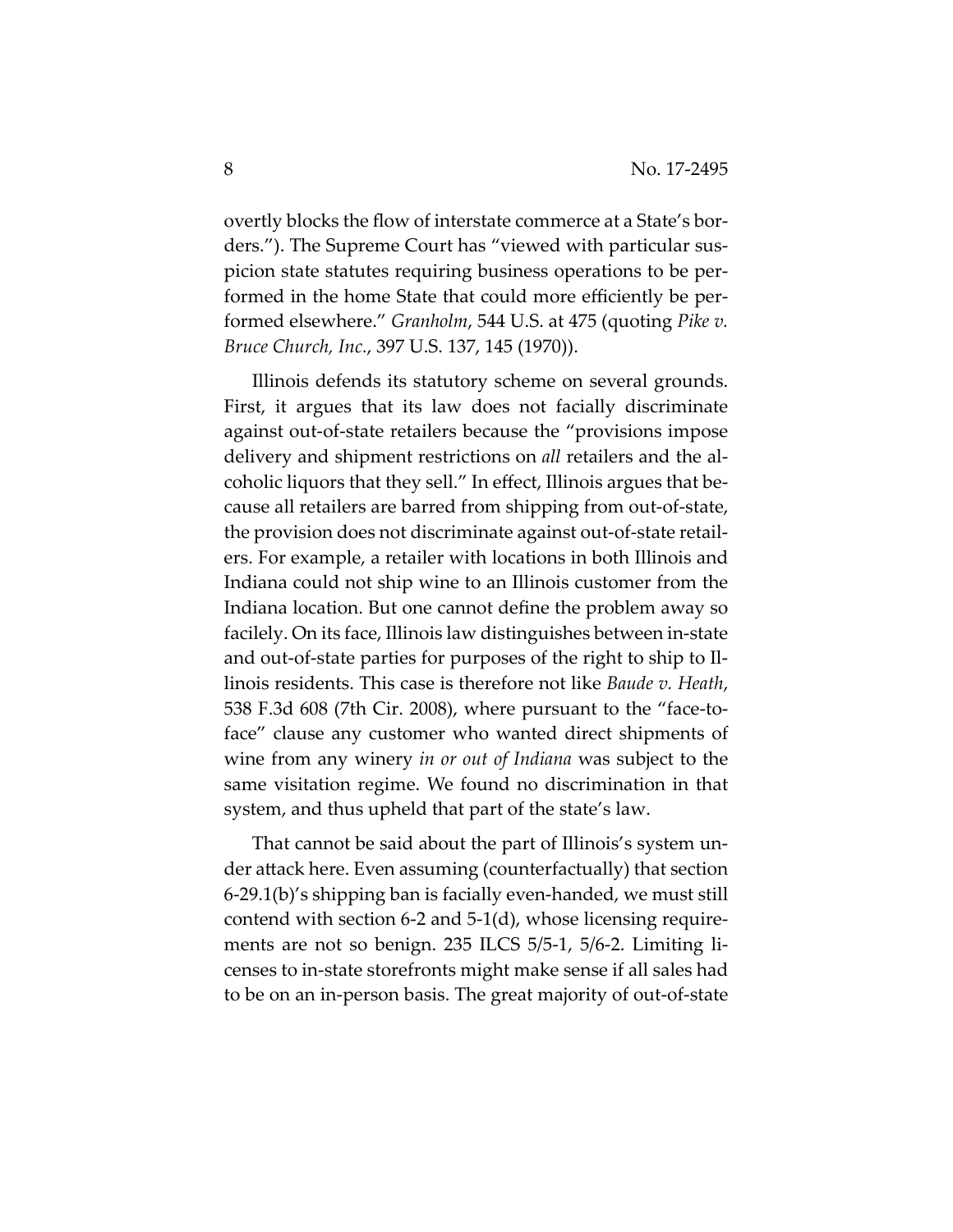overtly blocks the flow of interstate commerce at a State's borders."). The Supreme Court has "viewed with particular suspicion state statutes requiring business operations to be performed in the home State that could more efficiently be performed elsewhere." *Granholm*, 544 U.S. at 475 (quoting *Pike v. Bruce Church, Inc.*, 397 U.S. 137, 145 (1970)).

Illinois defends its statutory scheme on several grounds. First, it argues that its law does not facially discriminate against out-of-state retailers because the "provisions impose delivery and shipment restrictions on *all* retailers and the alcoholic liquors that they sell." In effect, Illinois argues that because all retailers are barred from shipping from out-of-state, the provision does not discriminate against out-of-state retailers. For example, a retailer with locations in both Illinois and Indiana could not ship wine to an Illinois customer from the Indiana location. But one cannot define the problem away so facilely. On its face, Illinois law distinguishes between in-state and out-of-state parties for purposes of the right to ship to Illinois residents. This case is therefore not like *Baude v. Heath*, 538 F.3d 608 (7th Cir. 2008), where pursuant to the "face-to-face" clause any customer who wanted direct shipments of wine from any winery *in or out of Indiana* was subject to the same visitation regime. We found no discrimination in that system, and thus upheld that part of the state's law.

That cannot be said about the part of Illinois's system under attack here. Even assuming (counterfactually) that section 6-29.1(b)'s shipping ban is facially even-handed, we must still contend with section 6-2 and 5-1(d), whose licensing requirements are not so benign. 235 ILCS 5/5-1, 5/6-2. Limiting licenses to in-state storefronts might make sense if all sales had to be on an in-person basis. The great majority of out-of-state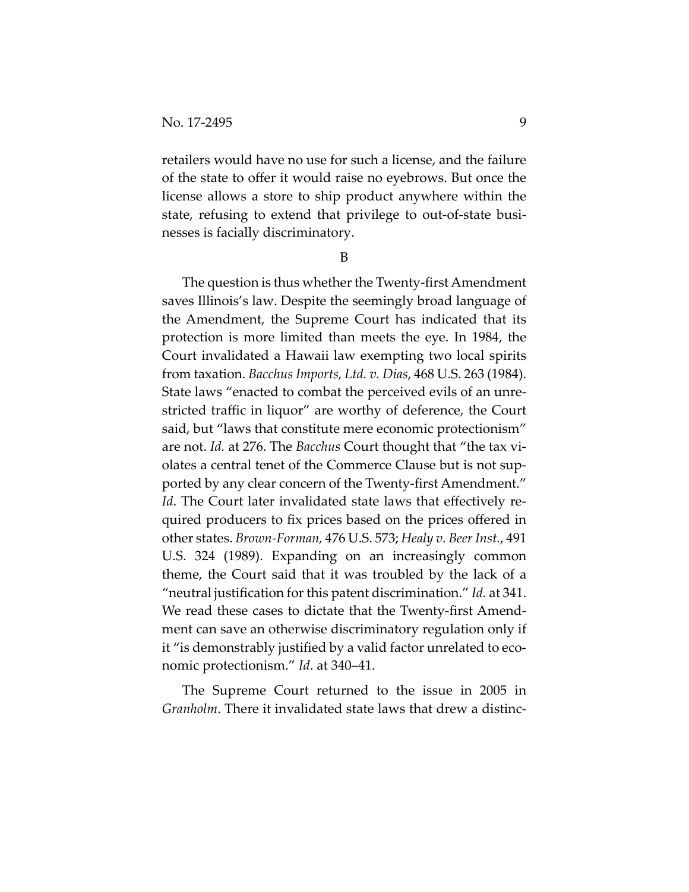retailers would have no use for such a license, and the failure of the state to offer it would raise no eyebrows. But once the license allows a store to ship product anywhere within the state, refusing to extend that privilege to out-of-state businesses is facially discriminatory.

B

The question is thus whether the Twenty-first Amendment saves Illinois's law. Despite the seemingly broad language of the Amendment, the Supreme Court has indicated that its protection is more limited than meets the eye. In 1984, the Court invalidated a Hawaii law exempting two local spirits from taxation. *Bacchus Imports, Ltd. v. Dias*, 468 U.S. 263 (1984). State laws "enacted to combat the perceived evils of an unrestricted traffic in liquor" are worthy of deference, the Court said, but "laws that constitute mere economic protectionism" are not. *Id.* at 276. The *Bacchus* Court thought that "the tax violates a central tenet of the Commerce Clause but is not supported by any clear concern of the Twenty-first Amendment." *Id*. The Court later invalidated state laws that effectively required producers to fix prices based on the prices offered in other states. *Brown-Forman,* 476 U.S. 573; *Healy v. Beer Inst.*, 491 U.S. 324 (1989). Expanding on an increasingly common theme, the Court said that it was troubled by the lack of a "neutral justification for this patent discrimination." *Id.* at 341. We read these cases to dictate that the Twenty-first Amendment can save an otherwise discriminatory regulation only if it "is demonstrably justified by a valid factor unrelated to economic protectionism." *Id*. at 340–41.

The Supreme Court returned to the issue in 2005 in *Granholm*. There it invalidated state laws that drew a distinc-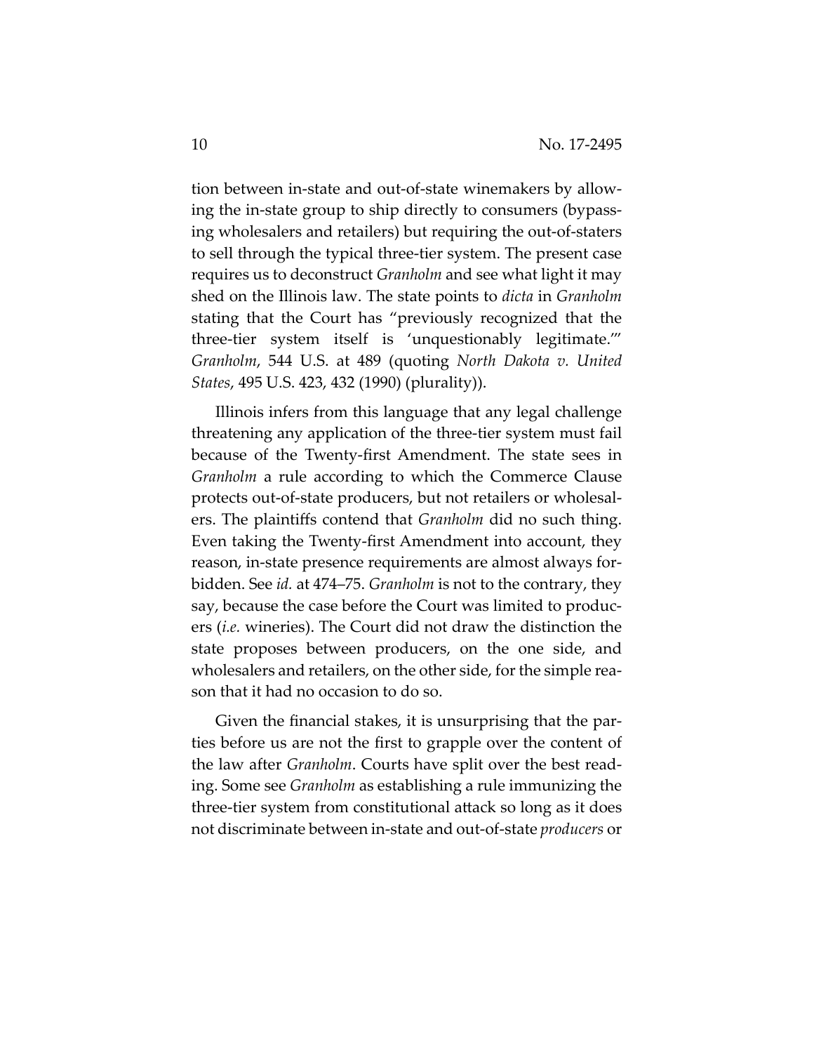tion between in-state and out-of-state winemakers by allowing the in-state group to ship directly to consumers (bypassing wholesalers and retailers) but requiring the out-of-staters to sell through the typical three-tier system. The present case requires us to deconstruct *Granholm* and see what light it may shed on the Illinois law. The state points to *dicta* in *Granholm* stating that the Court has "previously recognized that the three-tier system itself is 'unquestionably legitimate.'" *Granholm*, 544 U.S. at 489 (quoting *North Dakota v. United States*, 495 U.S. 423, 432 (1990) (plurality)).

Illinois infers from this language that any legal challenge threatening any application of the three-tier system must fail because of the Twenty-first Amendment. The state sees in *Granholm* a rule according to which the Commerce Clause protects out-of-state producers, but not retailers or wholesalers. The plaintiffs contend that *Granholm* did no such thing. Even taking the Twenty-first Amendment into account, they reason, in-state presence requirements are almost always forbidden. See *id.* at 474–75. *Granholm* is not to the contrary, they say, because the case before the Court was limited to producers (*i.e.* wineries). The Court did not draw the distinction the state proposes between producers, on the one side, and wholesalers and retailers, on the other side, for the simple reason that it had no occasion to do so.

Given the financial stakes, it is unsurprising that the parties before us are not the first to grapple over the content of the law after *Granholm*. Courts have split over the best reading. Some see *Granholm* as establishing a rule immunizing the three-tier system from constitutional attack so long as it does not discriminate between in-state and out-of-state *producers* or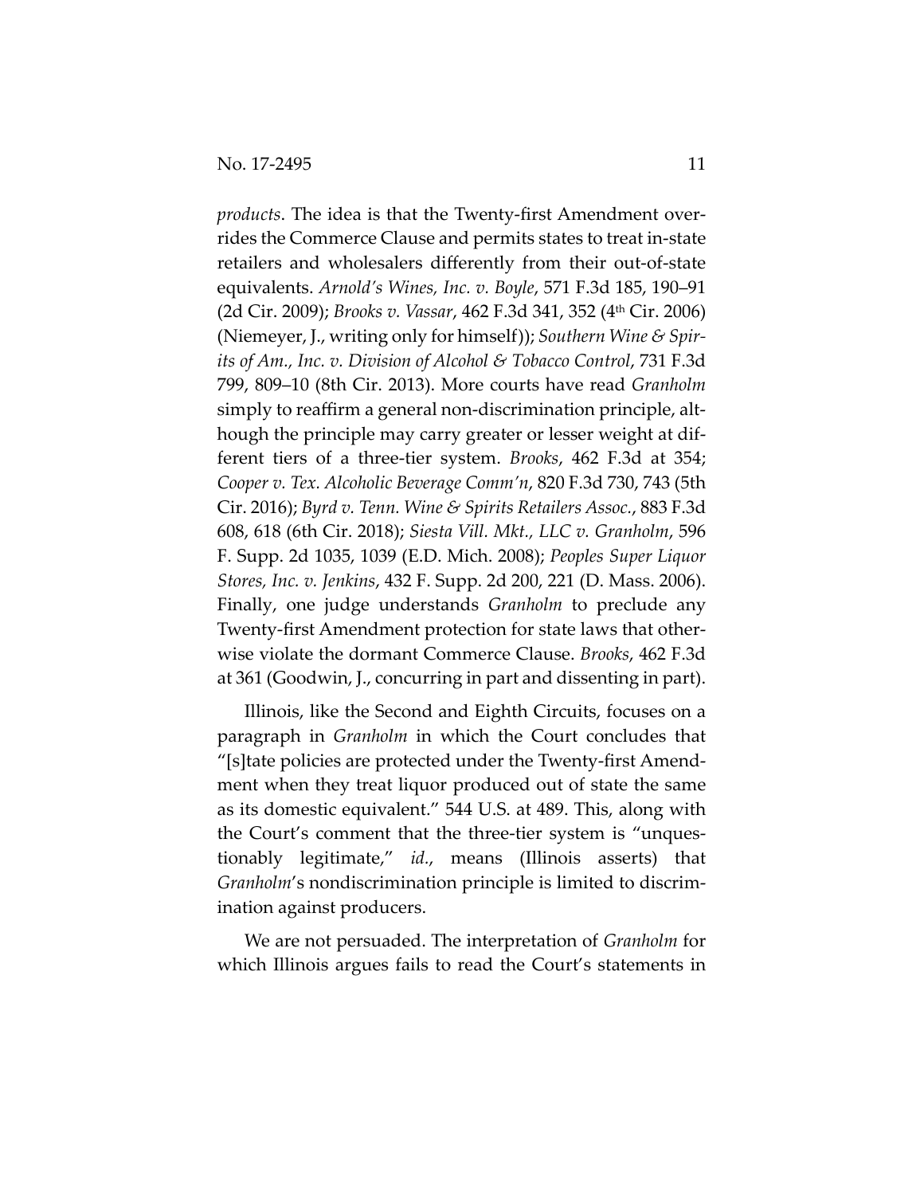*products*. The idea is that the Twenty-first Amendment overrides the Commerce Clause and permits states to treat in-state retailers and wholesalers differently from their out-of-state equivalents. *Arnold's Wines, Inc. v. Boyle*, 571 F.3d 185, 190–91 (2d Cir. 2009); *Brooks v. Vassar*, 462 F.3d 341, 352 (4th Cir. 2006) (Niemeyer, J., writing only for himself)); *Southern Wine & Spirits of Am., Inc. v. Division of Alcohol & Tobacco Control*, 731 F.3d 799, 809–10 (8th Cir. 2013). More courts have read *Granholm* simply to reaffirm a general non-discrimination principle, although the principle may carry greater or lesser weight at different tiers of a three-tier system. *Brooks*, 462 F.3d at 354; *Cooper v. Tex. Alcoholic Beverage Comm'n*, 820 F.3d 730, 743 (5th Cir. 2016); *Byrd v. Tenn. Wine & Spirits Retailers Assoc.*, 883 F.3d 608, 618 (6th Cir. 2018); *Siesta Vill. Mkt., LLC v. Granholm*, 596 F. Supp. 2d 1035, 1039 (E.D. Mich. 2008); *Peoples Super Liquor Stores, Inc. v. Jenkins*, 432 F. Supp. 2d 200, 221 (D. Mass. 2006). Finally, one judge understands *Granholm* to preclude any Twenty-first Amendment protection for state laws that otherwise violate the dormant Commerce Clause. *Brooks*, 462 F.3d at 361 (Goodwin, J., concurring in part and dissenting in part).

Illinois, like the Second and Eighth Circuits, focuses on a paragraph in *Granholm* in which the Court concludes that "[s]tate policies are protected under the Twenty-first Amendment when they treat liquor produced out of state the same as its domestic equivalent." 544 U.S. at 489. This, along with the Court's comment that the three-tier system is "unquestionably legitimate," *id.*, means (Illinois asserts) that *Granholm*'s nondiscrimination principle is limited to discrimination against producers.

We are not persuaded. The interpretation of *Granholm* for which Illinois argues fails to read the Court's statements in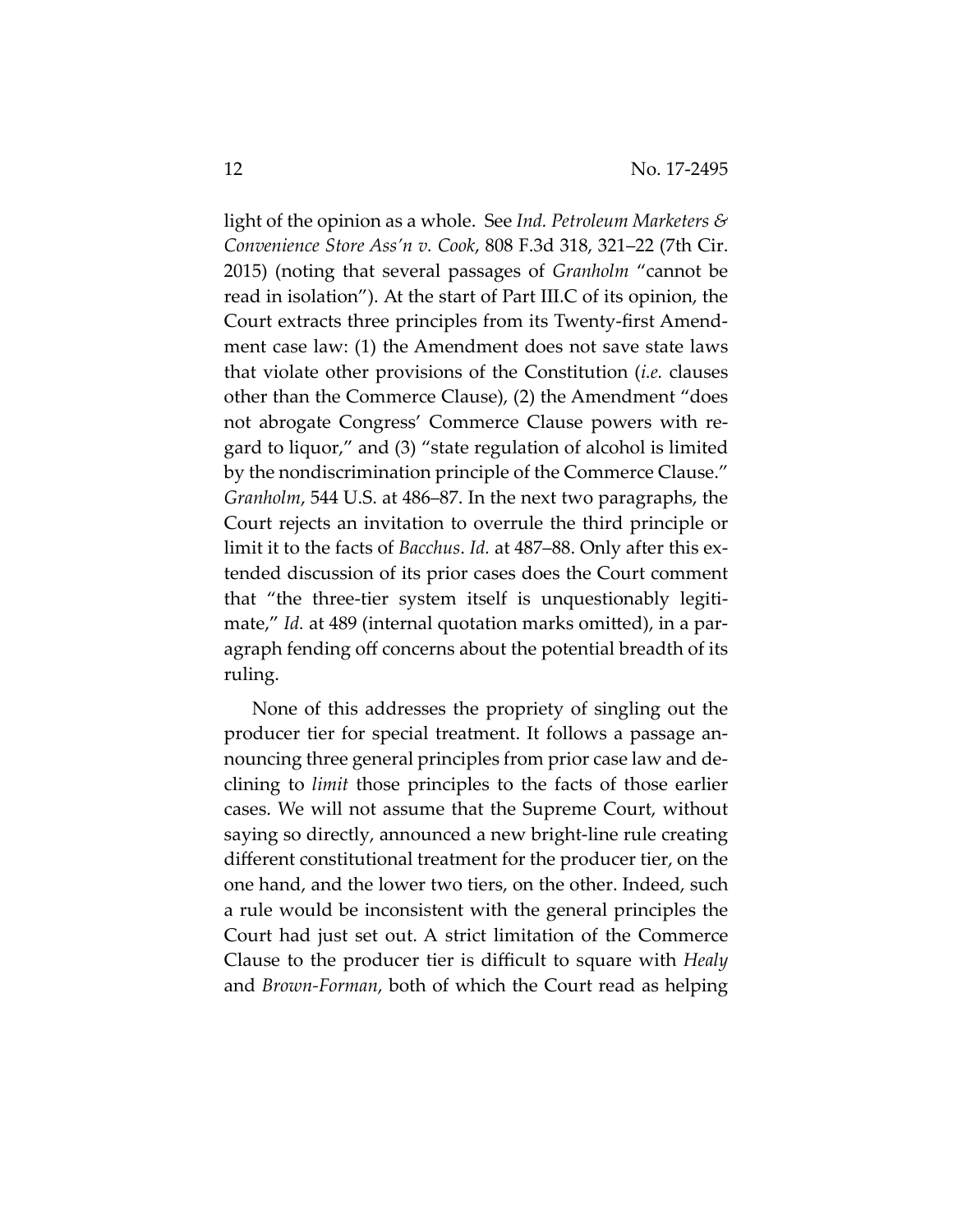light of the opinion as a whole. See *Ind. Petroleum Marketers & Convenience Store Ass'n v. Cook*, 808 F.3d 318, 321–22 (7th Cir. 2015) (noting that several passages of *Granholm* "cannot be read in isolation"). At the start of Part III.C of its opinion, the Court extracts three principles from its Twenty-first Amendment case law: (1) the Amendment does not save state laws that violate other provisions of the Constitution (*i.e.* clauses other than the Commerce Clause), (2) the Amendment "does not abrogate Congress' Commerce Clause powers with regard to liquor," and (3) "state regulation of alcohol is limited by the nondiscrimination principle of the Commerce Clause." *Granholm*, 544 U.S. at 486–87. In the next two paragraphs, the Court rejects an invitation to overrule the third principle or limit it to the facts of *Bacchus*. *Id.* at 487–88. Only after this extended discussion of its prior cases does the Court comment that "the three-tier system itself is unquestionably legitimate," *Id.* at 489 (internal quotation marks omitted), in a paragraph fending off concerns about the potential breadth of its ruling.

None of this addresses the propriety of singling out the producer tier for special treatment. It follows a passage announcing three general principles from prior case law and declining to *limit* those principles to the facts of those earlier cases. We will not assume that the Supreme Court, without saying so directly, announced a new bright-line rule creating different constitutional treatment for the producer tier, on the one hand, and the lower two tiers, on the other. Indeed, such a rule would be inconsistent with the general principles the Court had just set out. A strict limitation of the Commerce Clause to the producer tier is difficult to square with *Healy* and *Brown-Forman*, both of which the Court read as helping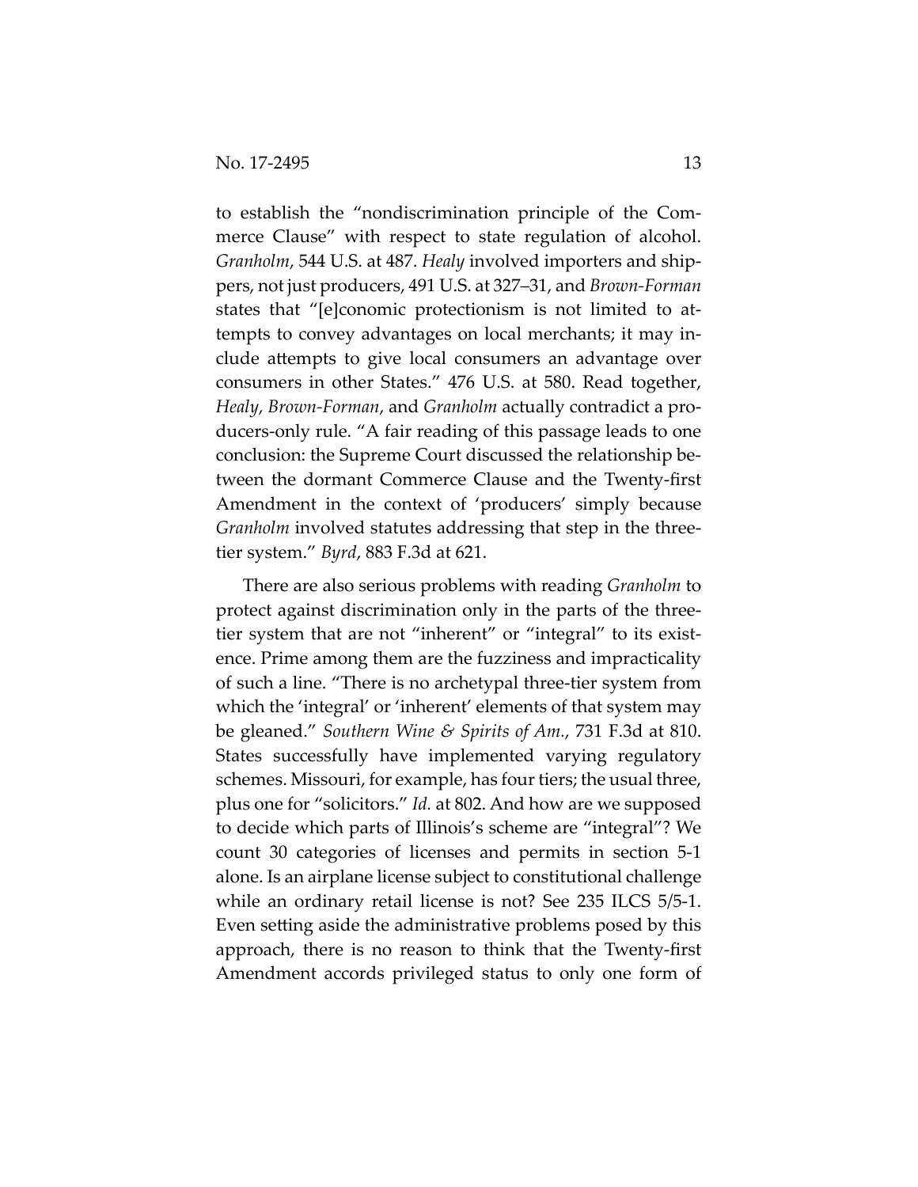to establish the "nondiscrimination principle of the Commerce Clause" with respect to state regulation of alcohol. *Granholm*, 544 U.S. at 487. *Healy* involved importers and shippers, not just producers, 491 U.S. at 327–31, and *Brown-Forman* states that "[e]conomic protectionism is not limited to attempts to convey advantages on local merchants; it may include attempts to give local consumers an advantage over consumers in other States." 476 U.S. at 580. Read together, *Healy*, *Brown-Forman*, and *Granholm* actually contradict a producers-only rule. "A fair reading of this passage leads to one conclusion: the Supreme Court discussed the relationship between the dormant Commerce Clause and the Twenty-first Amendment in the context of 'producers' simply because *Granholm* involved statutes addressing that step in the three-tier system." *Byrd*, 883 F.3d at 621.

There are also serious problems with reading *Granholm* to protect against discrimination only in the parts of the three-tier system that are not "inherent" or "integral" to its existence. Prime among them are the fuzziness and impracticality of such a line. "There is no archetypal three-tier system from which the 'integral' or 'inherent' elements of that system may be gleaned." *Southern Wine & Spirits of Am.*, 731 F.3d at 810. States successfully have implemented varying regulatory schemes. Missouri, for example, has four tiers; the usual three, plus one for "solicitors." *Id.* at 802. And how are we supposed to decide which parts of Illinois's scheme are "integral"? We count 30 categories of licenses and permits in section 5-1 alone. Is an airplane license subject to constitutional challenge while an ordinary retail license is not? See 235 ILCS 5/5-1. Even setting aside the administrative problems posed by this approach, there is no reason to think that the Twenty-first Amendment accords privileged status to only one form of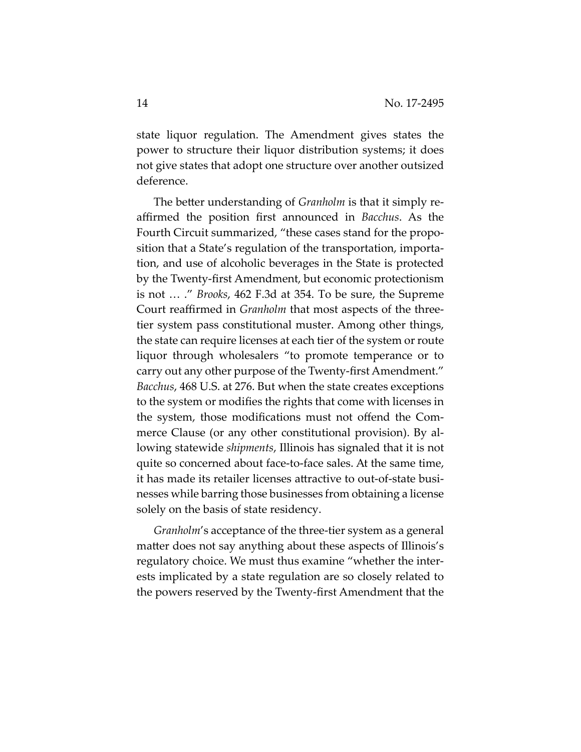state liquor regulation. The Amendment gives states the power to structure their liquor distribution systems; it does not give states that adopt one structure over another outsized deference.

The better understanding of *Granholm* is that it simply reaffirmed the position first announced in *Bacchus*. As the Fourth Circuit summarized, "these cases stand for the proposition that a State's regulation of the transportation, importation, and use of alcoholic beverages in the State is protected by the Twenty-first Amendment, but economic protectionism is not … ." *Brooks*, 462 F.3d at 354. To be sure, the Supreme Court reaffirmed in *Granholm* that most aspects of the three-tier system pass constitutional muster. Among other things, the state can require licenses at each tier of the system or route liquor through wholesalers "to promote temperance or to carry out any other purpose of the Twenty-first Amendment." *Bacchus*, 468 U.S. at 276. But when the state creates exceptions to the system or modifies the rights that come with licenses in the system, those modifications must not offend the Commerce Clause (or any other constitutional provision). By allowing statewide *shipments*, Illinois has signaled that it is not quite so concerned about face-to-face sales. At the same time, it has made its retailer licenses attractive to out-of-state businesses while barring those businesses from obtaining a license solely on the basis of state residency.

*Granholm*'s acceptance of the three-tier system as a general matter does not say anything about these aspects of Illinois's regulatory choice. We must thus examine "whether the interests implicated by a state regulation are so closely related to the powers reserved by the Twenty-first Amendment that the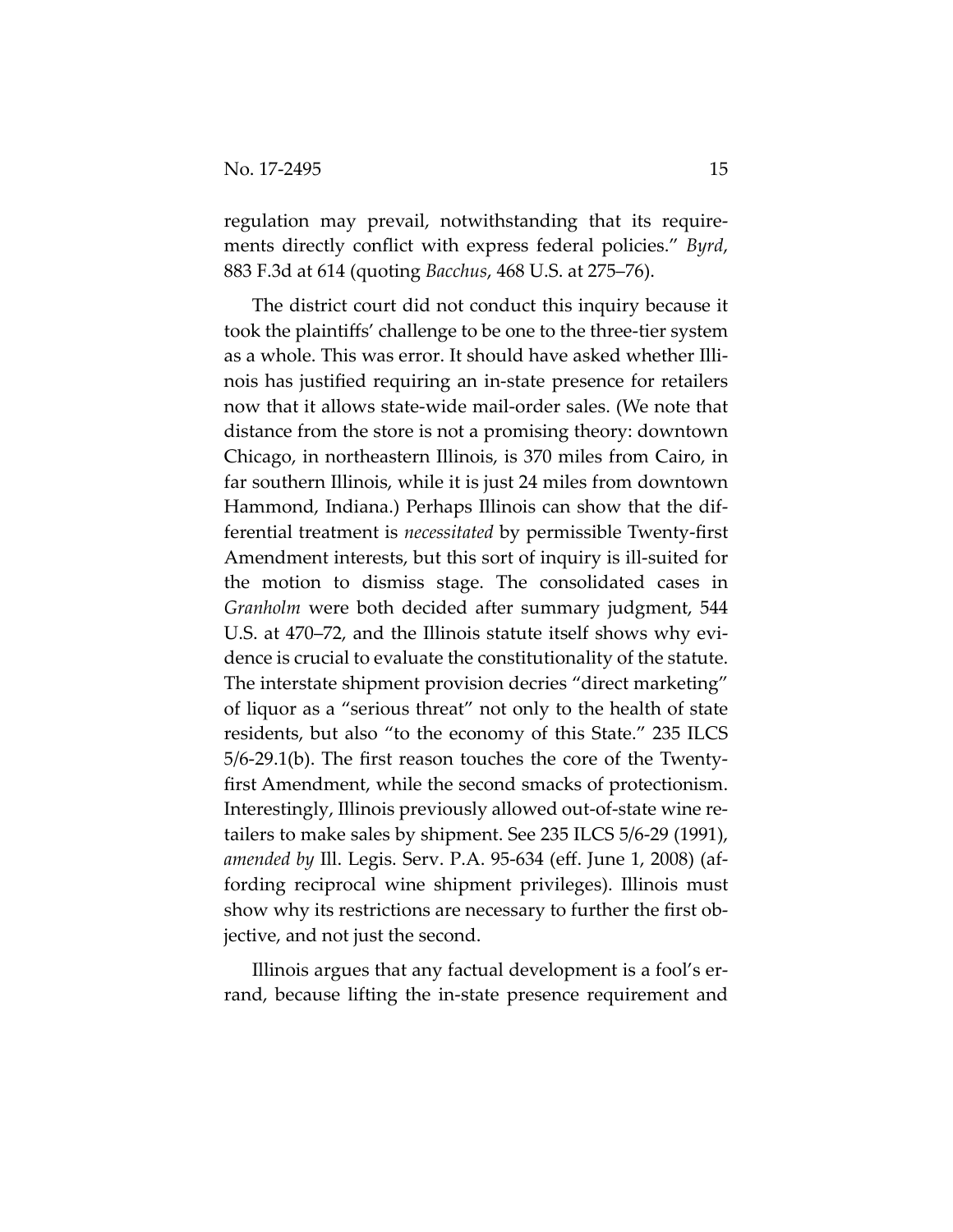regulation may prevail, notwithstanding that its requirements directly conflict with express federal policies." *Byrd*, 883 F.3d at 614 (quoting *Bacchus*, 468 U.S. at 275–76).

The district court did not conduct this inquiry because it took the plaintiffs' challenge to be one to the three-tier system as a whole. This was error. It should have asked whether Illinois has justified requiring an in-state presence for retailers now that it allows state-wide mail-order sales. (We note that distance from the store is not a promising theory: downtown Chicago, in northeastern Illinois, is 370 miles from Cairo, in far southern Illinois, while it is just 24 miles from downtown Hammond, Indiana.) Perhaps Illinois can show that the differential treatment is *necessitated* by permissible Twenty-first Amendment interests, but this sort of inquiry is ill-suited for the motion to dismiss stage. The consolidated cases in *Granholm* were both decided after summary judgment, 544 U.S. at 470–72, and the Illinois statute itself shows why evidence is crucial to evaluate the constitutionality of the statute. The interstate shipment provision decries "direct marketing" of liquor as a "serious threat" not only to the health of state residents, but also "to the economy of this State." 235 ILCS 5/6-29.1(b). The first reason touches the core of the Twenty-first Amendment, while the second smacks of protectionism. Interestingly, Illinois previously allowed out-of-state wine retailers to make sales by shipment. See 235 ILCS 5/6-29 (1991), *amended by* Ill. Legis. Serv. P.A. 95-634 (eff. June 1, 2008) (affording reciprocal wine shipment privileges). Illinois must show why its restrictions are necessary to further the first objective, and not just the second.

Illinois argues that any factual development is a fool's errand, because lifting the in-state presence requirement and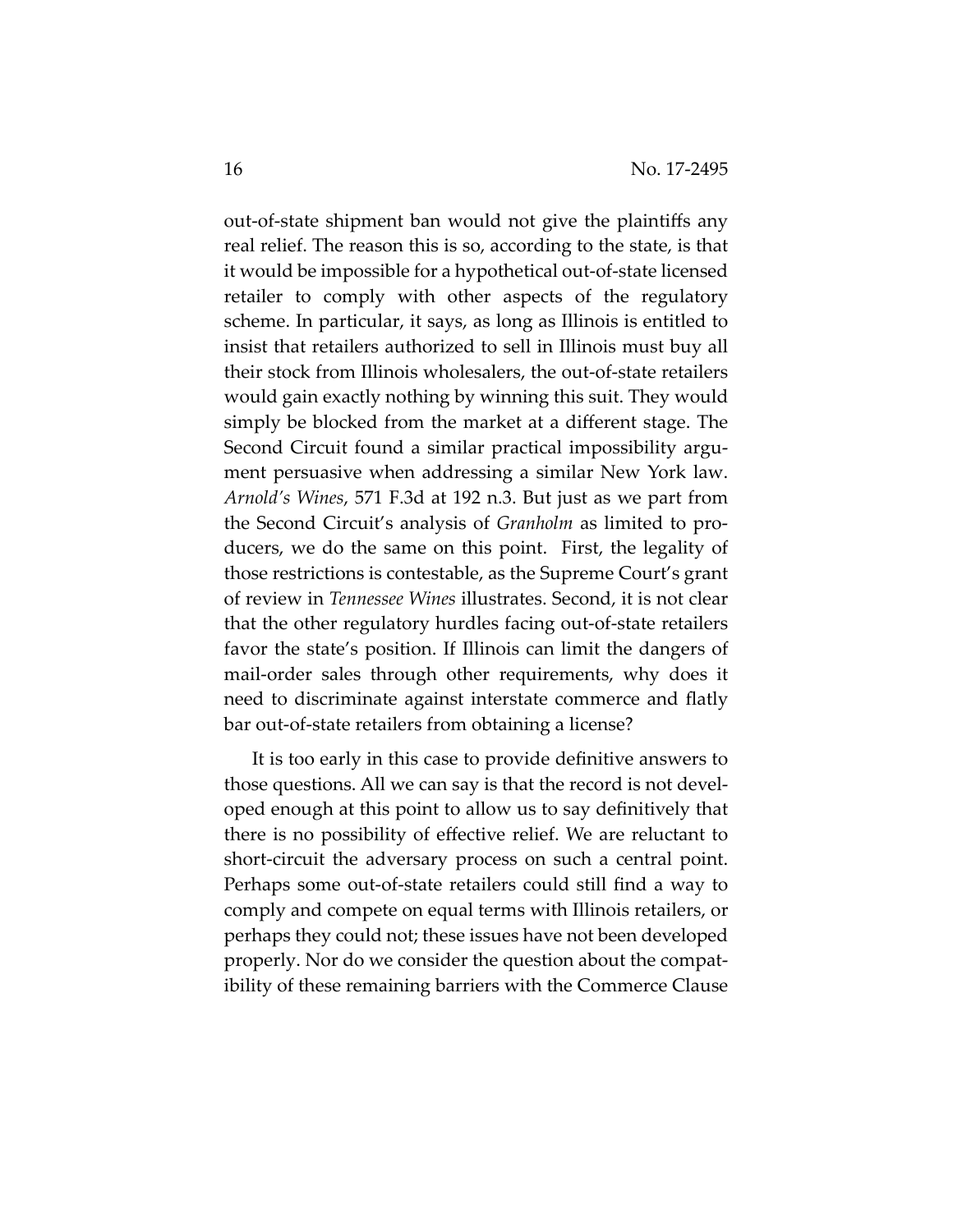out-of-state shipment ban would not give the plaintiffs any real relief. The reason this is so, according to the state, is that it would be impossible for a hypothetical out-of-state licensed retailer to comply with other aspects of the regulatory scheme. In particular, it says, as long as Illinois is entitled to insist that retailers authorized to sell in Illinois must buy all their stock from Illinois wholesalers, the out-of-state retailers would gain exactly nothing by winning this suit. They would simply be blocked from the market at a different stage. The Second Circuit found a similar practical impossibility argument persuasive when addressing a similar New York law. *Arnold's Wines*, 571 F.3d at 192 n.3. But just as we part from the Second Circuit's analysis of *Granholm* as limited to producers, we do the same on this point. First, the legality of those restrictions is contestable, as the Supreme Court's grant of review in *Tennessee Wines* illustrates. Second, it is not clear that the other regulatory hurdles facing out-of-state retailers favor the state's position. If Illinois can limit the dangers of mail-order sales through other requirements, why does it need to discriminate against interstate commerce and flatly bar out-of-state retailers from obtaining a license?

It is too early in this case to provide definitive answers to those questions. All we can say is that the record is not developed enough at this point to allow us to say definitively that there is no possibility of effective relief. We are reluctant to short-circuit the adversary process on such a central point. Perhaps some out-of-state retailers could still find a way to comply and compete on equal terms with Illinois retailers, or perhaps they could not; these issues have not been developed properly. Nor do we consider the question about the compatibility of these remaining barriers with the Commerce Clause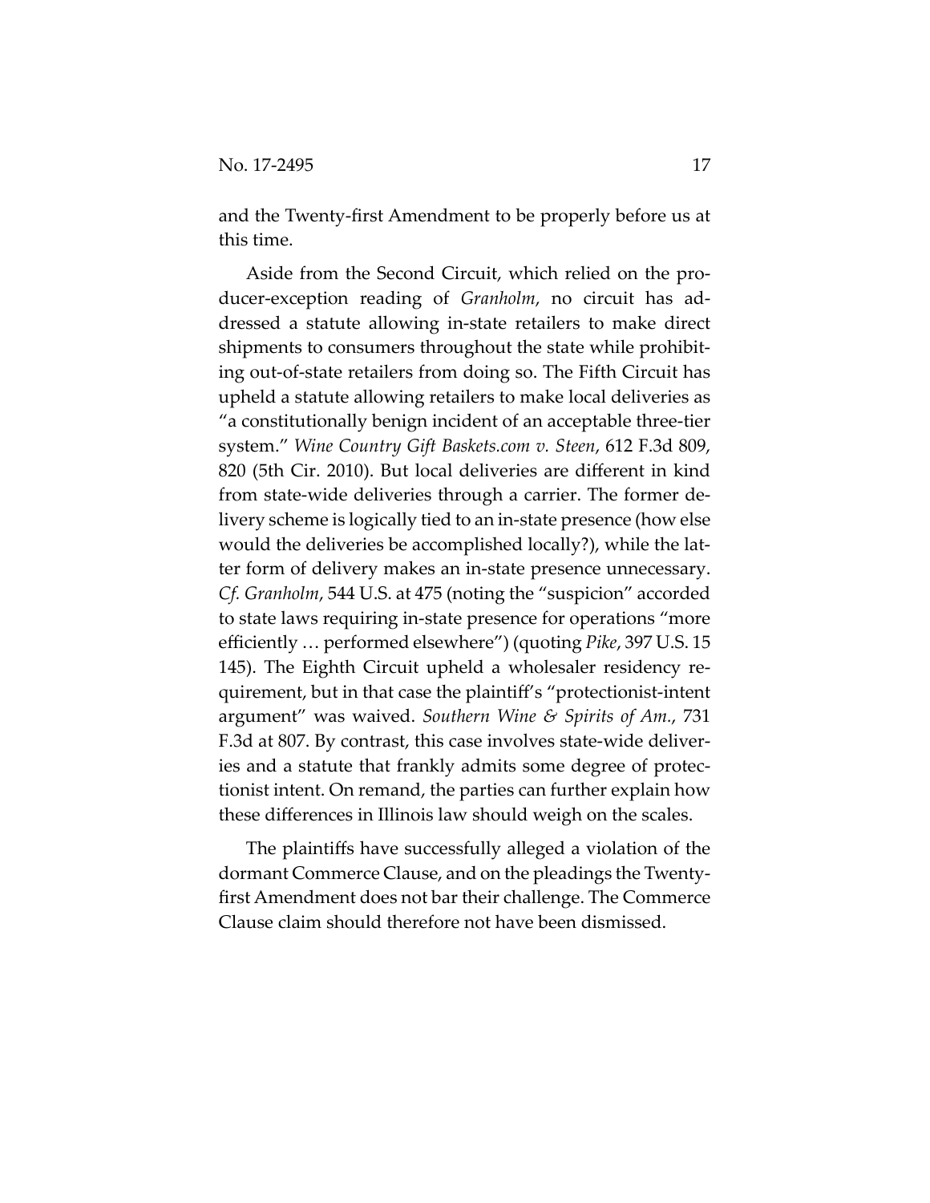and the Twenty-first Amendment to be properly before us at this time.

Aside from the Second Circuit, which relied on the producer-exception reading of *Granholm*, no circuit has addressed a statute allowing in-state retailers to make direct shipments to consumers throughout the state while prohibiting out-of-state retailers from doing so. The Fifth Circuit has upheld a statute allowing retailers to make local deliveries as "a constitutionally benign incident of an acceptable three-tier system." *Wine Country Gift Baskets.com v. Steen*, 612 F.3d 809, 820 (5th Cir. 2010). But local deliveries are different in kind from state-wide deliveries through a carrier. The former delivery scheme is logically tied to an in-state presence (how else would the deliveries be accomplished locally?), while the latter form of delivery makes an in-state presence unnecessary. *Cf. Granholm*, 544 U.S. at 475 (noting the "suspicion" accorded to state laws requiring in-state presence for operations "more efficiently … performed elsewhere") (quoting *Pike*, 397 U.S. 15 145). The Eighth Circuit upheld a wholesaler residency requirement, but in that case the plaintiff's "protectionist-intent argument" was waived. *Southern Wine & Spirits of Am.*, 731 F.3d at 807. By contrast, this case involves state-wide deliveries and a statute that frankly admits some degree of protectionist intent. On remand, the parties can further explain how these differences in Illinois law should weigh on the scales.

The plaintiffs have successfully alleged a violation of the dormant Commerce Clause, and on the pleadings the Twenty-first Amendment does not bar their challenge. The Commerce Clause claim should therefore not have been dismissed.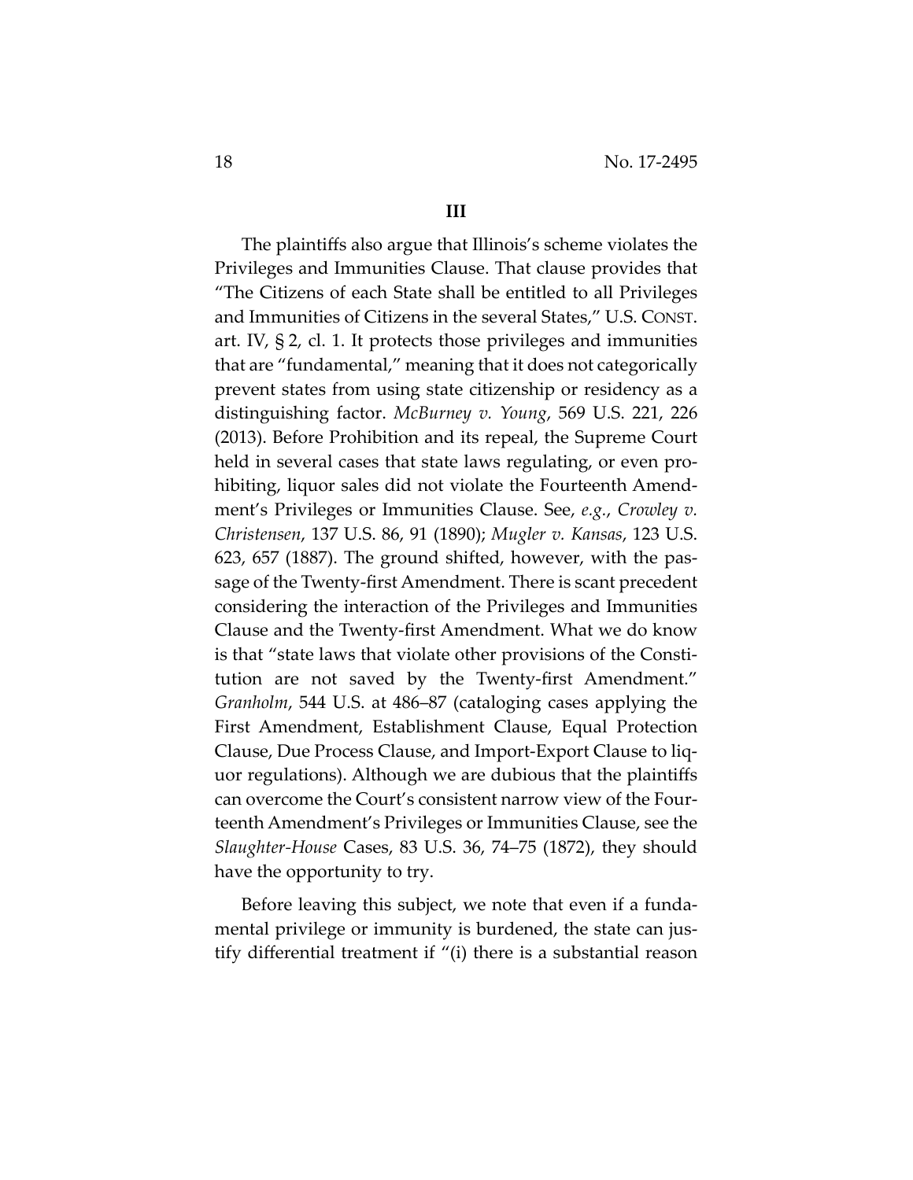### III

The plaintiffs also argue that Illinois's scheme violates the Privileges and Immunities Clause. That clause provides that "The Citizens of each State shall be entitled to all Privileges and Immunities of Citizens in the several States," U.S. CONST. art. IV, § 2, cl. 1. It protects those privileges and immunities that are "fundamental," meaning that it does not categorically prevent states from using state citizenship or residency as a distinguishing factor. *McBurney v. Young*, 569 U.S. 221, 226 (2013). Before Prohibition and its repeal, the Supreme Court held in several cases that state laws regulating, or even prohibiting, liquor sales did not violate the Fourteenth Amendment's Privileges or Immunities Clause. See, *e.g.*, *Crowley v. Christensen*, 137 U.S. 86, 91 (1890); *Mugler v. Kansas*, 123 U.S. 623, 657 (1887). The ground shifted, however, with the passage of the Twenty-first Amendment. There is scant precedent considering the interaction of the Privileges and Immunities Clause and the Twenty-first Amendment. What we do know is that "state laws that violate other provisions of the Constitution are not saved by the Twenty-first Amendment." *Granholm*, 544 U.S. at 486–87 (cataloging cases applying the First Amendment, Establishment Clause, Equal Protection Clause, Due Process Clause, and Import-Export Clause to liquor regulations). Although we are dubious that the plaintiffs can overcome the Court's consistent narrow view of the Fourteenth Amendment's Privileges or Immunities Clause, see the *Slaughter-House* Cases, 83 U.S. 36, 74–75 (1872), they should have the opportunity to try.

Before leaving this subject, we note that even if a fundamental privilege or immunity is burdened, the state can justify differential treatment if "(i) there is a substantial reason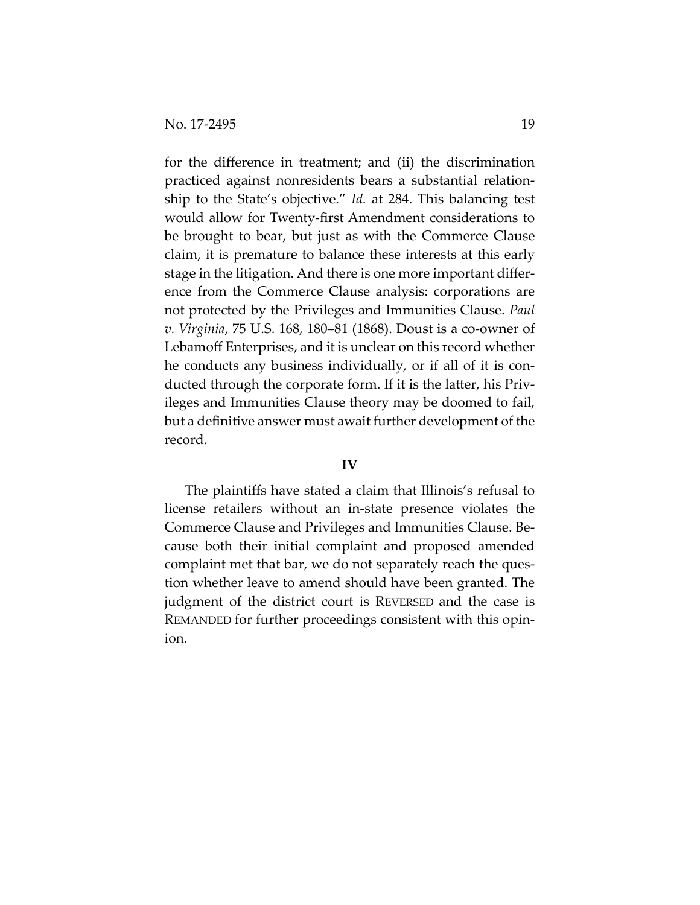for the difference in treatment; and (ii) the discrimination practiced against nonresidents bears a substantial relationship to the State's objective." *Id.* at 284. This balancing test would allow for Twenty-first Amendment considerations to be brought to bear, but just as with the Commerce Clause claim, it is premature to balance these interests at this early stage in the litigation. And there is one more important difference from the Commerce Clause analysis: corporations are not protected by the Privileges and Immunities Clause. *Paul v. Virginia*, 75 U.S. 168, 180–81 (1868). Doust is a co-owner of Lebamoff Enterprises, and it is unclear on this record whether he conducts any business individually, or if all of it is conducted through the corporate form. If it is the latter, his Privileges and Immunities Clause theory may be doomed to fail, but a definitive answer must await further development of the record.

## IV

The plaintiffs have stated a claim that Illinois's refusal to license retailers without an in-state presence violates the Commerce Clause and Privileges and Immunities Clause. Because both their initial complaint and proposed amended complaint met that bar, we do not separately reach the question whether leave to amend should have been granted. The judgment of the district court is REVERSED and the case is REMANDED for further proceedings consistent with this opinion.